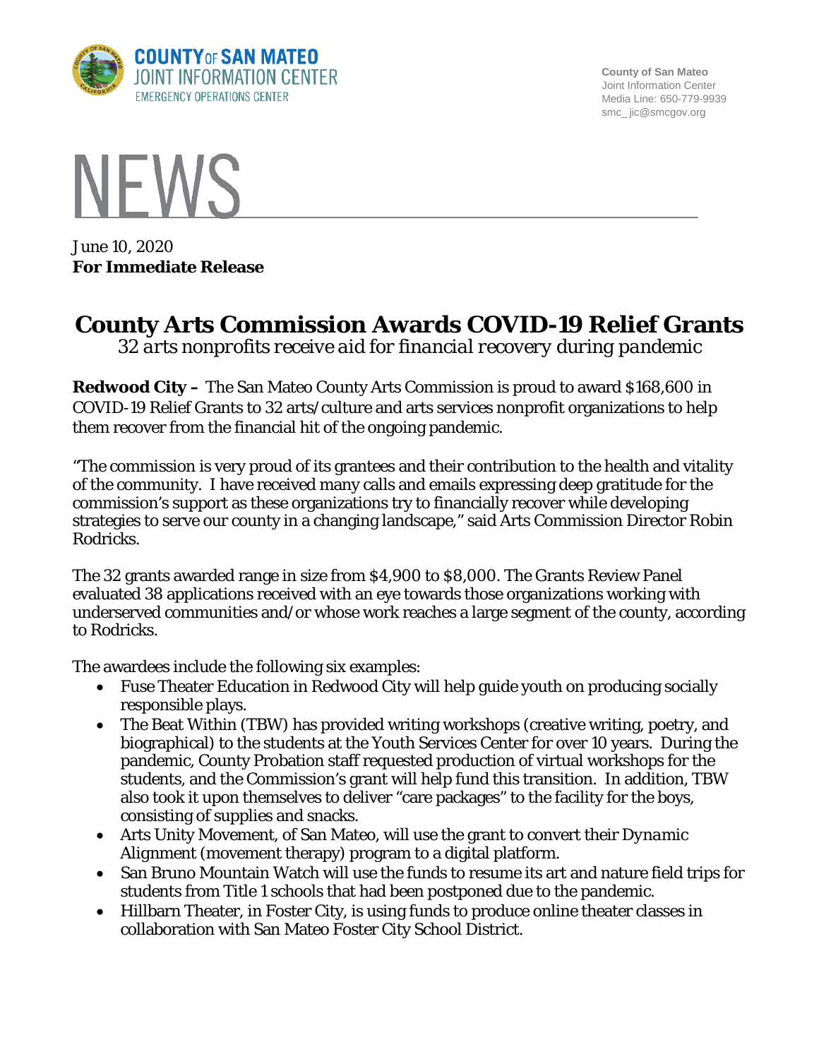COUNTY OF SAN MATEO
JOINT INFORMATION CENTER
EMERGENCY OPERATIONS CENTER

County of San Mateo
Joint Information Center
Media Line: 650-779-9939
smc_ jic@smcgov.org

# NEWS

June 10, 2020
**For Immediate Release**

## County Arts Commission Awards COVID-19 Relief Grants

*32 arts nonprofits receive aid for financial recovery during pandemic*

**Redwood City –** The San Mateo County Arts Commission is proud to award $168,600 in COVID-19 Relief Grants to 32 arts/culture and arts services nonprofit organizations to help them recover from the financial hit of the ongoing pandemic.

"The commission is very proud of its grantees and their contribution to the health and vitality of the community. I have received many calls and emails expressing deep gratitude for the commission's support as these organizations try to financially recover while developing strategies to serve our county in a changing landscape," said Arts Commission Director Robin Rodricks.

The 32 grants awarded range in size from $4,900 to $8,000. The Grants Review Panel evaluated 38 applications received with an eye towards those organizations working with underserved communities and/or whose work reaches a large segment of the county, according to Rodricks.

The awardees include the following six examples:

- Fuse Theater Education in Redwood City will help guide youth on producing socially responsible plays.
- The Beat Within (TBW) has provided writing workshops (creative writing, poetry, and biographical) to the students at the Youth Services Center for over 10 years. During the pandemic, County Probation staff requested production of virtual workshops for the students, and the Commission's grant will help fund this transition. In addition, TBW also took it upon themselves to deliver "care packages" to the facility for the boys, consisting of supplies and snacks.
- Arts Unity Movement, of San Mateo, will use the grant to convert their *Dynamic Alignment* (movement therapy) program to a digital platform.
- San Bruno Mountain Watch will use the funds to resume its art and nature field trips for students from Title 1 schools that had been postponed due to the pandemic.
- Hillbarn Theater, in Foster City, is using funds to produce online theater classes in collaboration with San Mateo Foster City School District.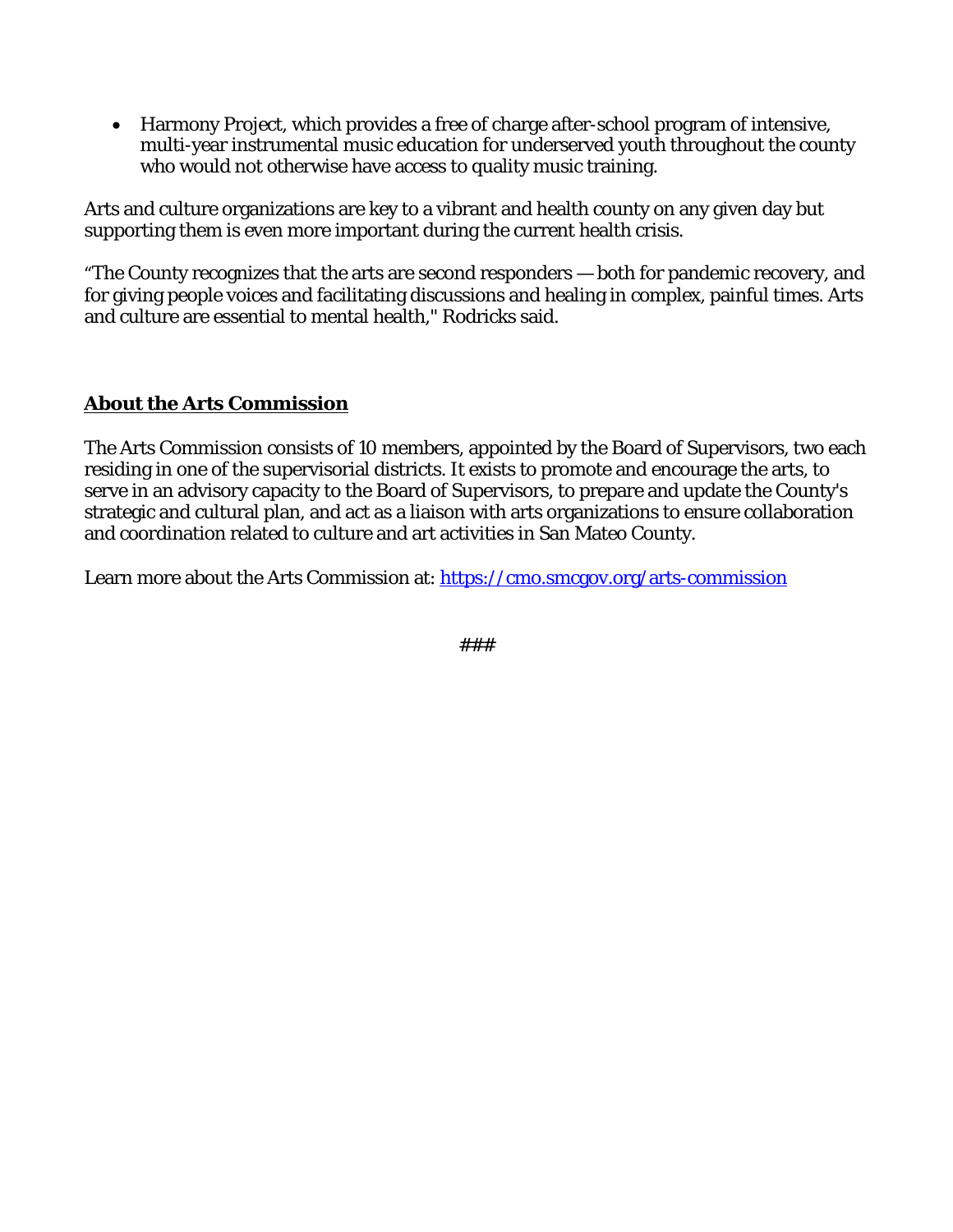- Harmony Project, which provides a free of charge after-school program of intensive, multi-year instrumental music education for underserved youth throughout the county who would not otherwise have access to quality music training.

Arts and culture organizations are key to a vibrant and health county on any given day but supporting them is even more important during the current health crisis.

“The County recognizes that the arts are second responders — both for pandemic recovery, and for giving people voices and facilitating discussions and healing in complex, painful times. Arts and culture are essential to mental health," Rodricks said.

## About the Arts Commission

The Arts Commission consists of 10 members, appointed by the Board of Supervisors, two each residing in one of the supervisorial districts. It exists to promote and encourage the arts, to serve in an advisory capacity to the Board of Supervisors, to prepare and update the County's strategic and cultural plan, and act as a liaison with arts organizations to ensure collaboration and coordination related to culture and art activities in San Mateo County.

Learn more about the Arts Commission at: https://cmo.smcgov.org/arts-commission

###